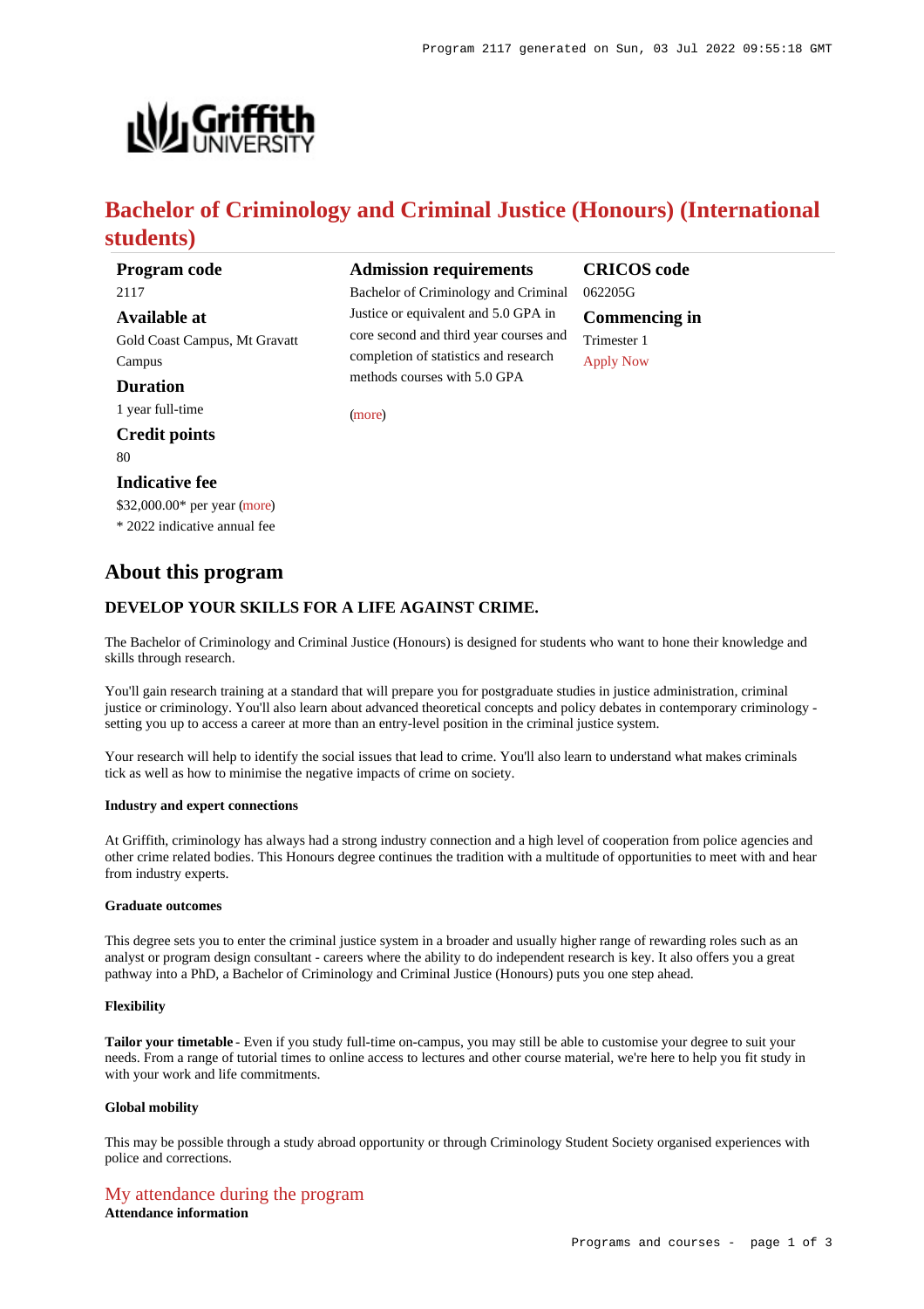# Bachelor of Criminology and Criminal Justice (Honours) (International students)

**Program code**
2117

**Available at**
Gold Coast Campus, Mt Gravatt Campus

**Duration**
1 year full-time

**Credit points**
80

**Indicative fee**
$32,000.00* per year (more)
* 2022 indicative annual fee

**Admission requirements**
Bachelor of Criminology and Criminal Justice or equivalent and 5.0 GPA in core second and third year courses and completion of statistics and research methods courses with 5.0 GPA

(more)

**CRICOS code**
062205G

**Commencing in**
Trimester 1
Apply Now

## About this program

### DEVELOP YOUR SKILLS FOR A LIFE AGAINST CRIME.

The Bachelor of Criminology and Criminal Justice (Honours) is designed for students who want to hone their knowledge and skills through research.

You'll gain research training at a standard that will prepare you for postgraduate studies in justice administration, criminal justice or criminology. You'll also learn about advanced theoretical concepts and policy debates in contemporary criminology - setting you up to access a career at more than an entry-level position in the criminal justice system.

Your research will help to identify the social issues that lead to crime. You'll also learn to understand what makes criminals tick as well as how to minimise the negative impacts of crime on society.

#### Industry and expert connections

At Griffith, criminology has always had a strong industry connection and a high level of cooperation from police agencies and other crime related bodies. This Honours degree continues the tradition with a multitude of opportunities to meet with and hear from industry experts.

#### Graduate outcomes

This degree sets you to enter the criminal justice system in a broader and usually higher range of rewarding roles such as an analyst or program design consultant - careers where the ability to do independent research is key. It also offers you a great pathway into a PhD, a Bachelor of Criminology and Criminal Justice (Honours) puts you one step ahead.

#### Flexibility

**Tailor your timetable** - Even if you study full-time on-campus, you may still be able to customise your degree to suit your needs. From a range of tutorial times to online access to lectures and other course material, we're here to help you fit study in with your work and life commitments.

#### Global mobility

This may be possible through a study abroad opportunity or through Criminology Student Society organised experiences with police and corrections.

## My attendance during the program

**Attendance information**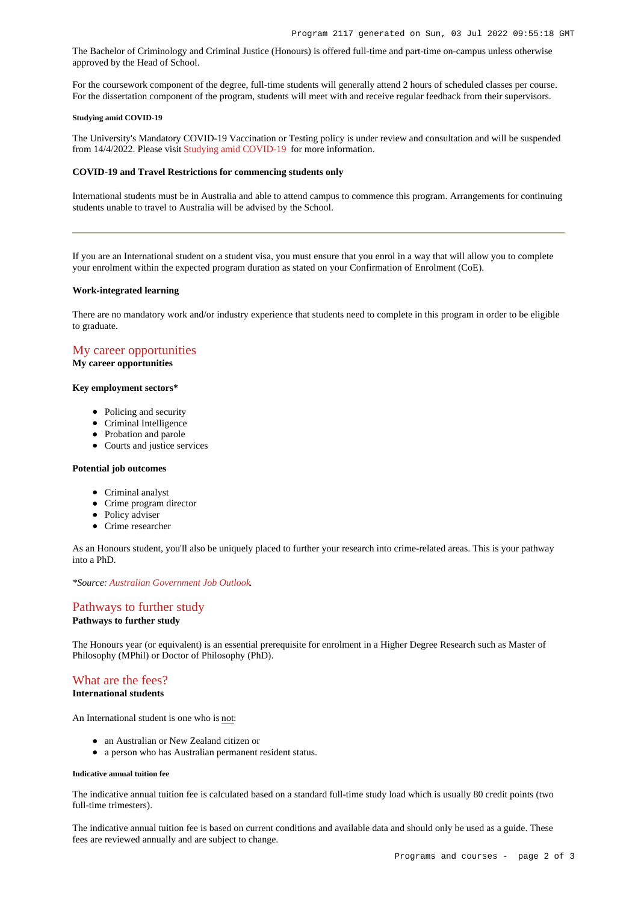The Bachelor of Criminology and Criminal Justice (Honours) is offered full-time and part-time on-campus unless otherwise approved by the Head of School.

For the coursework component of the degree, full-time students will generally attend 2 hours of scheduled classes per course. For the dissertation component of the program, students will meet with and receive regular feedback from their supervisors.

##### Studying amid COVID-19

The University's Mandatory COVID-19 Vaccination or Testing policy is under review and consultation and will be suspended from 14/4/2022. Please visit Studying amid COVID-19 for more information.

**COVID-19 and Travel Restrictions for commencing students only**

International students must be in Australia and able to attend campus to commence this program. Arrangements for continuing students unable to travel to Australia will be advised by the School.

---

If you are an International student on a student visa, you must ensure that you enrol in a way that will allow you to complete your enrolment within the expected program duration as stated on your Confirmation of Enrolment (CoE).

**Work-integrated learning**

There are no mandatory work and/or industry experience that students need to complete in this program in order to be eligible to graduate.

## My career opportunities

**My career opportunities**

**Key employment sectors***

- Policing and security
- Criminal Intelligence
- Probation and parole
- Courts and justice services

**Potential job outcomes**

- Criminal analyst
- Crime program director
- Policy adviser
- Crime researcher

As an Honours student, you'll also be uniquely placed to further your research into crime-related areas. This is your pathway into a PhD.

*\*Source: Australian Government Job Outlook.*

## Pathways to further study

**Pathways to further study**

The Honours year (or equivalent) is an essential prerequisite for enrolment in a Higher Degree Research such as Master of Philosophy (MPhil) or Doctor of Philosophy (PhD).

## What are the fees?

**International students**

An International student is one who is not:

- an Australian or New Zealand citizen or
- a person who has Australian permanent resident status.

##### Indicative annual tuition fee

The indicative annual tuition fee is calculated based on a standard full-time study load which is usually 80 credit points (two full-time trimesters).

The indicative annual tuition fee is based on current conditions and available data and should only be used as a guide. These fees are reviewed annually and are subject to change.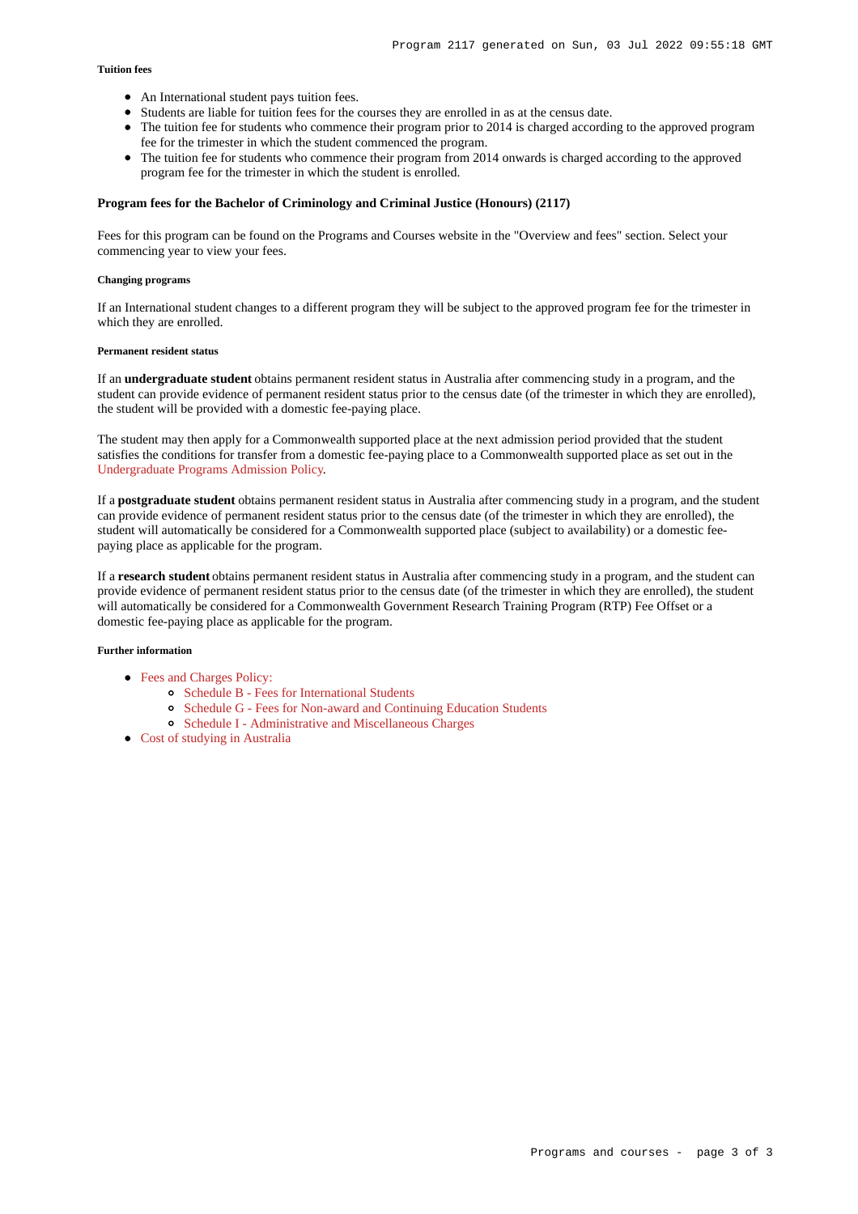#### Tuition fees

- An International student pays tuition fees.
- Students are liable for tuition fees for the courses they are enrolled in as at the census date.
- The tuition fee for students who commence their program prior to 2014 is charged according to the approved program fee for the trimester in which the student commenced the program.
- The tuition fee for students who commence their program from 2014 onwards is charged according to the approved program fee for the trimester in which the student is enrolled.

### Program fees for the Bachelor of Criminology and Criminal Justice (Honours) (2117)

Fees for this program can be found on the Programs and Courses website in the "Overview and fees" section. Select your commencing year to view your fees.

#### Changing programs

If an International student changes to a different program they will be subject to the approved program fee for the trimester in which they are enrolled.

#### Permanent resident status

If an **undergraduate student** obtains permanent resident status in Australia after commencing study in a program, and the student can provide evidence of permanent resident status prior to the census date (of the trimester in which they are enrolled), the student will be provided with a domestic fee-paying place.

The student may then apply for a Commonwealth supported place at the next admission period provided that the student satisfies the conditions for transfer from a domestic fee-paying place to a Commonwealth supported place as set out in the Undergraduate Programs Admission Policy.

If a **postgraduate student** obtains permanent resident status in Australia after commencing study in a program, and the student can provide evidence of permanent resident status prior to the census date (of the trimester in which they are enrolled), the student will automatically be considered for a Commonwealth supported place (subject to availability) or a domestic fee-paying place as applicable for the program.

If a **research student** obtains permanent resident status in Australia after commencing study in a program, and the student can provide evidence of permanent resident status prior to the census date (of the trimester in which they are enrolled), the student will automatically be considered for a Commonwealth Government Research Training Program (RTP) Fee Offset or a domestic fee-paying place as applicable for the program.

#### Further information

- Fees and Charges Policy:
  - Schedule B - Fees for International Students
  - Schedule G - Fees for Non-award and Continuing Education Students
  - Schedule I - Administrative and Miscellaneous Charges
- Cost of studying in Australia